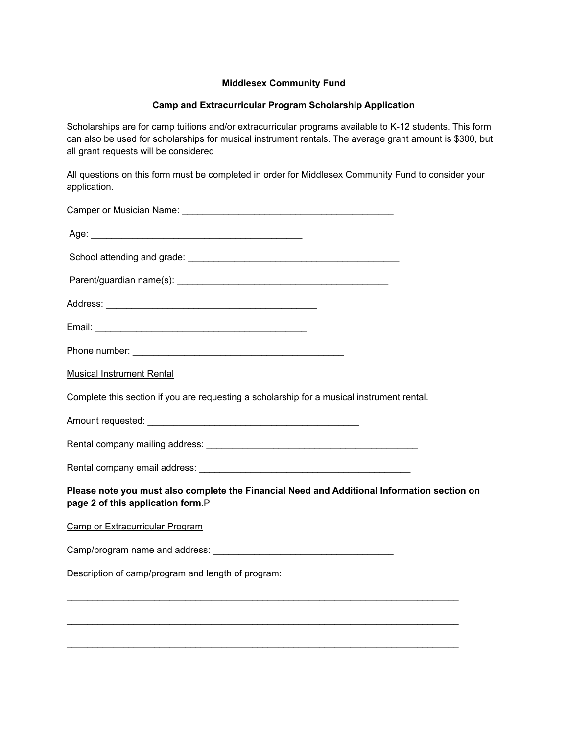**Middlesex Community Fund**

**Camp and Extracurricular Program Scholarship Application**

Scholarships are for camp tuitions and/or extracurricular programs available to K-12 students. This form can also be used for scholarships for musical instrument rentals. The average grant amount is $300, but all grant requests will be considered

All questions on this form must be completed in order for Middlesex Community Fund to consider your application.

Camper or Musician Name: __________________________________________

Age: __________________________________________

School attending and grade: __________________________________________

Parent/guardian name(s): __________________________________________

Address: __________________________________________

Email: __________________________________________

Phone number: __________________________________________

Musical Instrument Rental

Complete this section if you are requesting a scholarship for a musical instrument rental.

Amount requested: __________________________________________

Rental company mailing address: __________________________________________

Rental company email address: __________________________________________

**Please note you must also complete the Financial Need and Additional Information section on page 2 of this application form.**P

Camp or Extracurricular Program

Camp/program name and address: ____________________________________

Description of camp/program and length of program:

________________________________________________________________________________

________________________________________________________________________________

________________________________________________________________________________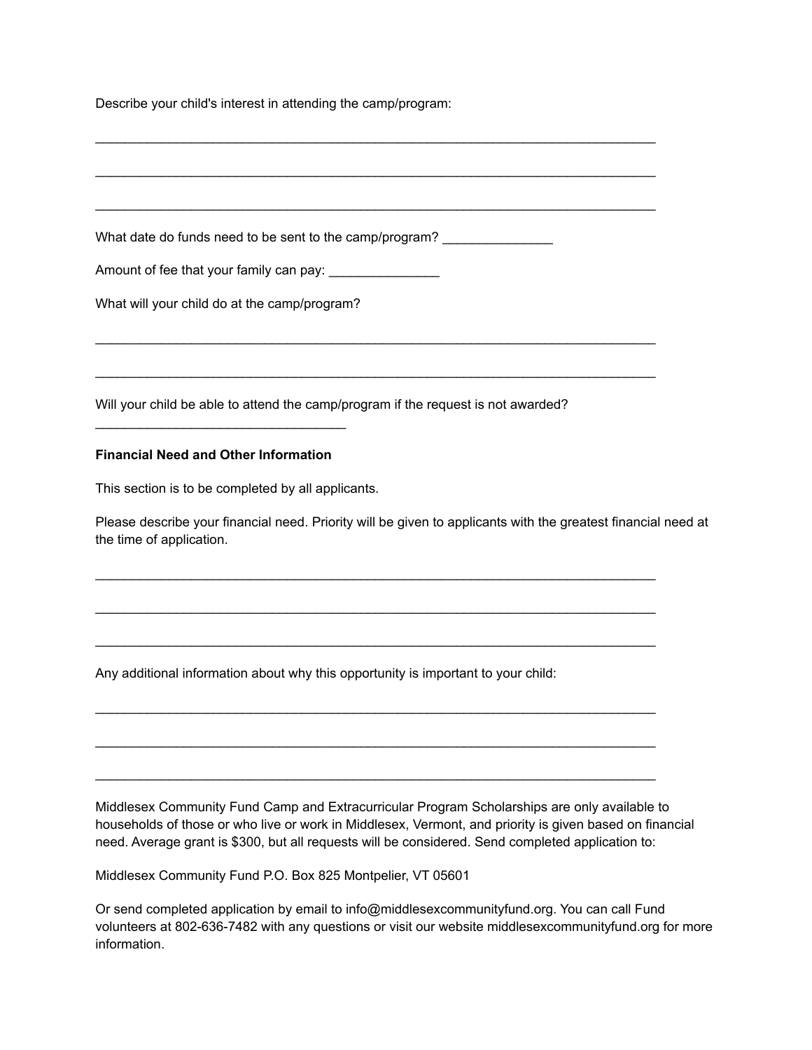Describe your child's interest in attending the camp/program:

________________________________________________________________________________

________________________________________________________________________________

________________________________________________________________________________

What date do funds need to be sent to the camp/program? _______________

Amount of fee that your family can pay: _______________

What will your child do at the camp/program?

________________________________________________________________________________

________________________________________________________________________________

Will your child be able to attend the camp/program if the request is not awarded?
____________________________________

**Financial Need and Other Information**

This section is to be completed by all applicants.

Please describe your financial need. Priority will be given to applicants with the greatest financial need at the time of application.

________________________________________________________________________________

________________________________________________________________________________

________________________________________________________________________________

Any additional information about why this opportunity is important to your child:

________________________________________________________________________________

________________________________________________________________________________

________________________________________________________________________________

Middlesex Community Fund Camp and Extracurricular Program Scholarships are only available to households of those or who live or work in Middlesex, Vermont, and priority is given based on financial need. Average grant is $300, but all requests will be considered. Send completed application to:

Middlesex Community Fund P.O. Box 825 Montpelier, VT 05601

Or send completed application by email to info@middlesexcommunityfund.org. You can call Fund volunteers at 802-636-7482 with any questions or visit our website middlesexcommunityfund.org for more information.